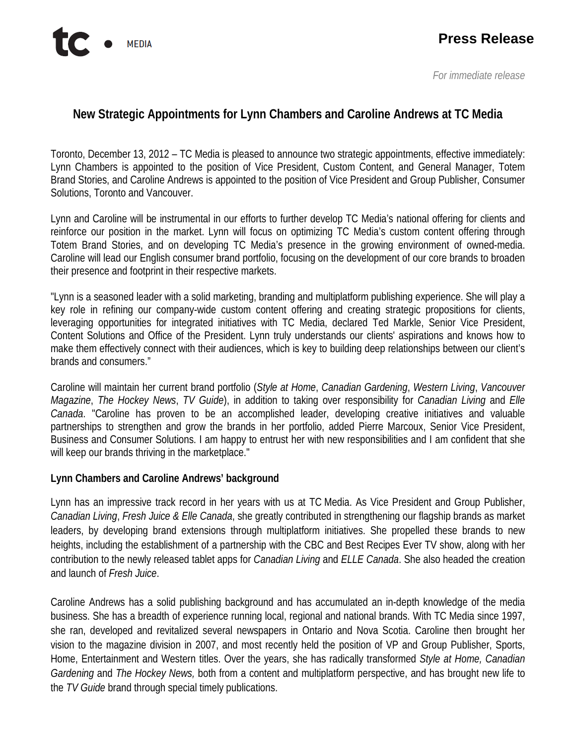tc • MEDIA

**Press Release**

*For immediate release*

## New Strategic Appointments for Lynn Chambers and Caroline Andrews at TC Media

Toronto, December 13, 2012 – TC Media is pleased to announce two strategic appointments, effective immediately: Lynn Chambers is appointed to the position of Vice President, Custom Content, and General Manager, Totem Brand Stories, and Caroline Andrews is appointed to the position of Vice President and Group Publisher, Consumer Solutions, Toronto and Vancouver.

Lynn and Caroline will be instrumental in our efforts to further develop TC Media's national offering for clients and reinforce our position in the market. Lynn will focus on optimizing TC Media's custom content offering through Totem Brand Stories, and on developing TC Media's presence in the growing environment of owned-media. Caroline will lead our English consumer brand portfolio, focusing on the development of our core brands to broaden their presence and footprint in their respective markets.

"Lynn is a seasoned leader with a solid marketing, branding and multiplatform publishing experience. She will play a key role in refining our company-wide custom content offering and creating strategic propositions for clients, leveraging opportunities for integrated initiatives with TC Media, declared Ted Markle, Senior Vice President, Content Solutions and Office of the President. Lynn truly understands our clients' aspirations and knows how to make them effectively connect with their audiences, which is key to building deep relationships between our client's brands and consumers."

Caroline will maintain her current brand portfolio (*Style at Home*, *Canadian Gardening*, *Western Living*, *Vancouver Magazine*, *The Hockey News*, *TV Guide*), in addition to taking over responsibility for *Canadian Living* and *Elle Canada*. "Caroline has proven to be an accomplished leader, developing creative initiatives and valuable partnerships to strengthen and grow the brands in her portfolio, added Pierre Marcoux, Senior Vice President, Business and Consumer Solutions. I am happy to entrust her with new responsibilities and I am confident that she will keep our brands thriving in the marketplace."

**Lynn Chambers and Caroline Andrews' background**

Lynn has an impressive track record in her years with us at TC Media. As Vice President and Group Publisher, *Canadian Living*, *Fresh Juice & Elle Canada*, she greatly contributed in strengthening our flagship brands as market leaders, by developing brand extensions through multiplatform initiatives. She propelled these brands to new heights, including the establishment of a partnership with the CBC and Best Recipes Ever TV show, along with her contribution to the newly released tablet apps for *Canadian Living* and *ELLE Canada*. She also headed the creation and launch of *Fresh Juice*.

Caroline Andrews has a solid publishing background and has accumulated an in-depth knowledge of the media business. She has a breadth of experience running local, regional and national brands. With TC Media since 1997, she ran, developed and revitalized several newspapers in Ontario and Nova Scotia. Caroline then brought her vision to the magazine division in 2007, and most recently held the position of VP and Group Publisher, Sports, Home, Entertainment and Western titles. Over the years, she has radically transformed *Style at Home, Canadian Gardening* and *The Hockey News,* both from a content and multiplatform perspective, and has brought new life to the *TV Guide* brand through special timely publications.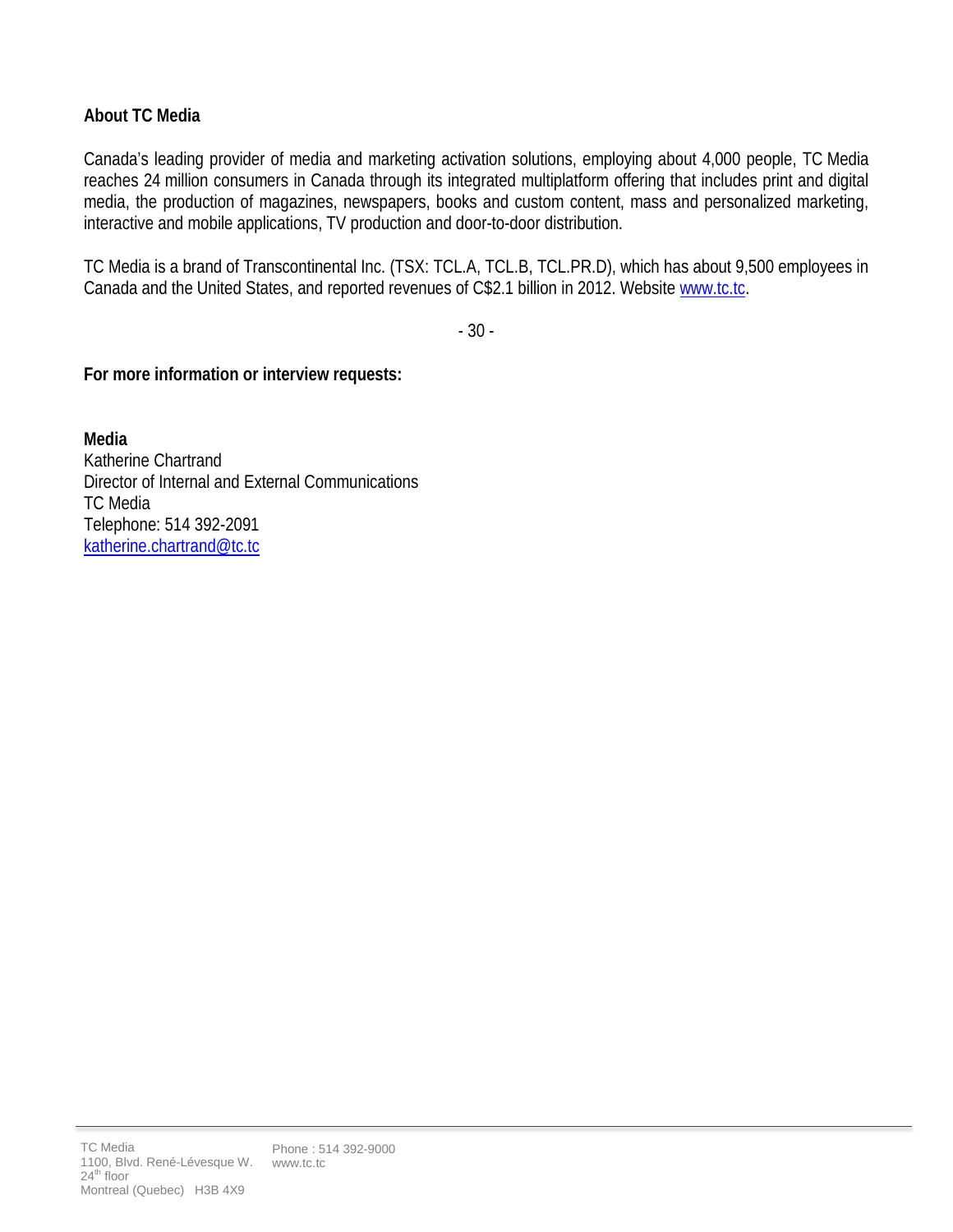**About TC Media**

Canada's leading provider of media and marketing activation solutions, employing about 4,000 people, TC Media reaches 24 million consumers in Canada through its integrated multiplatform offering that includes print and digital media, the production of magazines, newspapers, books and custom content, mass and personalized marketing, interactive and mobile applications, TV production and door-to-door distribution.

TC Media is a brand of Transcontinental Inc. (TSX: TCL.A, TCL.B, TCL.PR.D), which has about 9,500 employees in Canada and the United States, and reported revenues of C$2.1 billion in 2012. Website www.tc.tc.

- 30 -

**For more information or interview requests:**

**Media**
Katherine Chartrand
Director of Internal and External Communications
TC Media
Telephone: 514 392-2091
katherine.chartrand@tc.tc

TC Media
1100, Blvd. René-Lévesque W.
24th floor
Montreal (Quebec) H3B 4X9

Phone : 514 392-9000
www.tc.tc